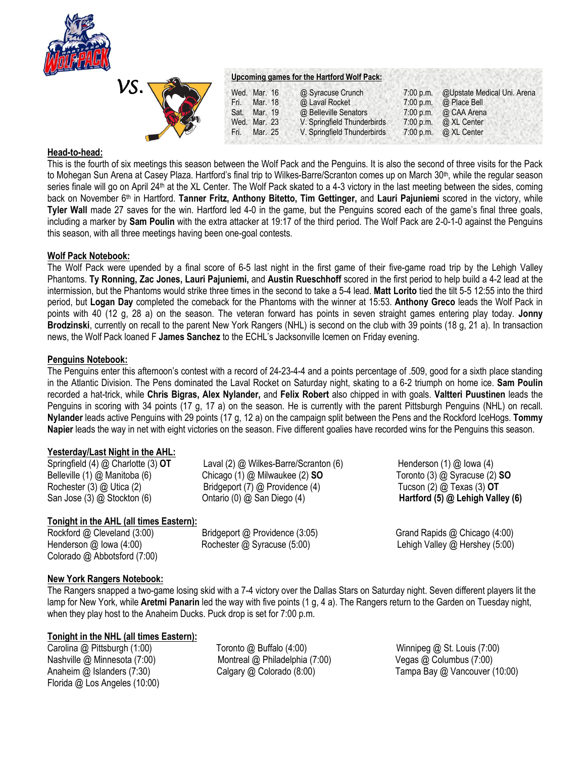VS.

**Upcoming games for the Hartford Wolf Pack:**

| | | | | |
|---|---|---|---|---|
| Wed. | Mar. 16 | @ Syracuse Crunch | 7:00 p.m. | @Upstate Medical Uni. Arena |
| Fri. | Mar. 18 | @ Laval Rocket | 7:00 p.m. | @ Place Bell |
| Sat. | Mar. 19 | @ Belleville Senators | 7:00 p.m. | @ CAA Arena |
| Wed. | Mar. 23 | V. Springfield Thunderbirds | 7:00 p.m. | @ XL Center |
| Fri. | Mar. 25 | V. Springfield Thunderbirds | 7:00 p.m. | @ XL Center |

## Head-to-head:

This is the fourth of six meetings this season between the Wolf Pack and the Penguins. It is also the second of three visits for the Pack to Mohegan Sun Arena at Casey Plaza. Hartford's final trip to Wilkes-Barre/Scranton comes up on March 30th, while the regular season series finale will go on April 24th at the XL Center. The Wolf Pack skated to a 4-3 victory in the last meeting between the sides, coming back on November 6th in Hartford. **Tanner Fritz, Anthony Bitetto, Tim Gettinger,** and **Lauri Pajuniemi** scored in the victory, while **Tyler Wall** made 27 saves for the win. Hartford led 4-0 in the game, but the Penguins scored each of the game's final three goals, including a marker by **Sam Poulin** with the extra attacker at 19:17 of the third period. The Wolf Pack are 2-0-1-0 against the Penguins this season, with all three meetings having been one-goal contests.

## Wolf Pack Notebook:

The Wolf Pack were upended by a final score of 6-5 last night in the first game of their five-game road trip by the Lehigh Valley Phantoms. **Ty Ronning, Zac Jones, Lauri Pajuniemi,** and **Austin Rueschhoff** scored in the first period to help build a 4-2 lead at the intermission, but the Phantoms would strike three times in the second to take a 5-4 lead. **Matt Lorito** tied the tilt 5-5 12:55 into the third period, but **Logan Day** completed the comeback for the Phantoms with the winner at 15:53. **Anthony Greco** leads the Wolf Pack in points with 40 (12 g, 28 a) on the season. The veteran forward has points in seven straight games entering play today. **Jonny Brodzinski**, currently on recall to the parent New York Rangers (NHL) is second on the club with 39 points (18 g, 21 a). In transaction news, the Wolf Pack loaned F **James Sanchez** to the ECHL's Jacksonville Icemen on Friday evening.

## Penguins Notebook:

The Penguins enter this afternoon's contest with a record of 24-23-4-4 and a points percentage of .509, good for a sixth place standing in the Atlantic Division. The Pens dominated the Laval Rocket on Saturday night, skating to a 6-2 triumph on home ice. **Sam Poulin** recorded a hat-trick, while **Chris Bigras, Alex Nylander,** and **Felix Robert** also chipped in with goals. **Valtteri Puustinen** leads the Penguins in scoring with 34 points (17 g, 17 a) on the season. He is currently with the parent Pittsburgh Penguins (NHL) on recall. **Nylander** leads active Penguins with 29 points (17 g, 12 a) on the campaign split between the Pens and the Rockford IceHogs. **Tommy Napier** leads the way in net with eight victories on the season. Five different goalies have recorded wins for the Penguins this season.

## Yesterday/Last Night in the AHL:

Springfield (4) @ Charlotte (3) **OT**
Belleville (1) @ Manitoba (6)
Rochester (3) @ Utica (2)
San Jose (3) @ Stockton (6)
Laval (2) @ Wilkes-Barre/Scranton (6)
Chicago (1) @ Milwaukee (2) **SO**
Bridgeport (7) @ Providence (4)
Ontario (0) @ San Diego (4)
Henderson (1) @ Iowa (4)
Toronto (3) @ Syracuse (2) **SO**
Tucson (2) @ Texas (3) **OT**
**Hartford (5) @ Lehigh Valley (6)**

## Tonight in the AHL (all times Eastern):

Rockford @ Cleveland (3:00)
Henderson @ Iowa (4:00)
Colorado @ Abbotsford (7:00)
Bridgeport @ Providence (3:05)
Rochester @ Syracuse (5:00)
Grand Rapids @ Chicago (4:00)
Lehigh Valley @ Hershey (5:00)

## New York Rangers Notebook:

The Rangers snapped a two-game losing skid with a 7-4 victory over the Dallas Stars on Saturday night. Seven different players lit the lamp for New York, while **Aretmi Panarin** led the way with five points (1 g, 4 a). The Rangers return to the Garden on Tuesday night, when they play host to the Anaheim Ducks. Puck drop is set for 7:00 p.m.

## Tonight in the NHL (all times Eastern):

Carolina @ Pittsburgh (1:00)
Nashville @ Minnesota (7:00)
Anaheim @ Islanders (7:30)
Florida @ Los Angeles (10:00)
Toronto @ Buffalo (4:00)
Montreal @ Philadelphia (7:00)
Calgary @ Colorado (8:00)
Winnipeg @ St. Louis (7:00)
Vegas @ Columbus (7:00)
Tampa Bay @ Vancouver (10:00)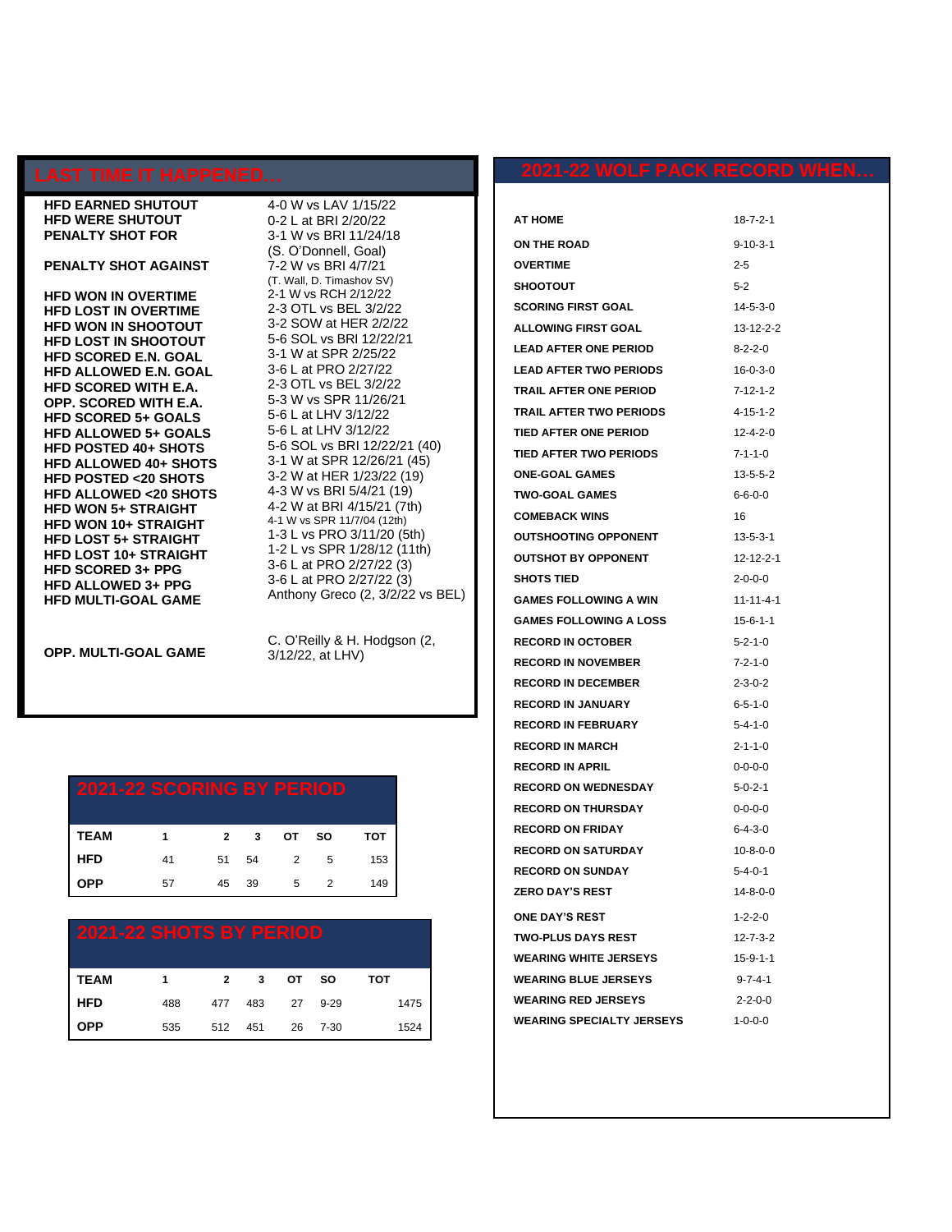## LAST TIME IT HAPPENED…

| | |
|---|---|
| **HFD EARNED SHUTOUT** | 4-0 W vs LAV 1/15/22 |
| **HFD WERE SHUTOUT** | 0-2 L at BRI 2/20/22 |
| **PENALTY SHOT FOR** | 3-1 W vs BRI 11/24/18 (S. O'Donnell, Goal) |
| **PENALTY SHOT AGAINST** | 7-2 W vs BRI 4/7/21 (T. Wall, D. Timashov SV) |
| **HFD WON IN OVERTIME** | 2-1 W vs RCH 2/12/22 |
| **HFD LOST IN OVERTIME** | 2-3 OTL vs BEL 3/2/22 |
| **HFD WON IN SHOOTOUT** | 3-2 SOW at HER 2/2/22 |
| **HFD LOST IN SHOOTOUT** | 5-6 SOL vs BRI 12/22/21 |
| **HFD SCORED E.N. GOAL** | 3-1 W at SPR 2/25/22 |
| **HFD ALLOWED E.N. GOAL** | 3-6 L at PRO 2/27/22 |
| **HFD SCORED WITH E.A.** | 2-3 OTL vs BEL 3/2/22 |
| **OPP. SCORED WITH E.A.** | 5-3 W vs SPR 11/26/21 |
| **HFD SCORED 5+ GOALS** | 5-6 L at LHV 3/12/22 |
| **HFD ALLOWED 5+ GOALS** | 5-6 L at LHV 3/12/22 |
| **HFD POSTED 40+ SHOTS** | 5-6 SOL vs BRI 12/22/21 (40) |
| **HFD ALLOWED 40+ SHOTS** | 3-1 W at SPR 12/26/21 (45) |
| **HFD POSTED <20 SHOTS** | 3-2 W at HER 1/23/22 (19) |
| **HFD ALLOWED <20 SHOTS** | 4-3 W vs BRI 5/4/21 (19) |
| **HFD WON 5+ STRAIGHT** | 4-2 W at BRI 4/15/21 (7th) |
| **HFD WON 10+ STRAIGHT** | 4-1 W vs SPR 11/7/04 (12th) |
| **HFD LOST 5+ STRAIGHT** | 1-3 L vs PRO 3/11/20 (5th) |
| **HFD LOST 10+ STRAIGHT** | 1-2 L vs SPR 1/28/12 (11th) |
| **HFD SCORED 3+ PPG** | 3-6 L at PRO 2/27/22 (3) |
| **HFD ALLOWED 3+ PPG** | 3-6 L at PRO 2/27/22 (3) |
| **HFD MULTI-GOAL GAME** | Anthony Greco (2, 3/2/22 vs BEL) |
| **OPP. MULTI-GOAL GAME** | C. O'Reilly & H. Hodgson (2, 3/12/22, at LHV) |

## 2021-22 SCORING BY PERIOD

| TEAM | 1 | 2 | 3 | OT | SO | TOT |
|---|---|---|---|---|---|---|
| HFD | 41 | 51 | 54 | 2 | 5 | 153 |
| OPP | 57 | 45 | 39 | 5 | 2 | 149 |

## 2021-22 SHOTS BY PERIOD

| TEAM | 1 | 2 | 3 | OT | SO | TOT |
|---|---|---|---|---|---|---|
| HFD | 488 | 477 | 483 | 27 | 9-29 | 1475 |
| OPP | 535 | 512 | 451 | 26 | 7-30 | 1524 |

## 2021-22 WOLF PACK RECORD WHEN…

| | |
|---|---|
| **AT HOME** | 18-7-2-1 |
| **ON THE ROAD** | 9-10-3-1 |
| **OVERTIME** | 2-5 |
| **SHOOTOUT** | 5-2 |
| **SCORING FIRST GOAL** | 14-5-3-0 |
| **ALLOWING FIRST GOAL** | 13-12-2-2 |
| **LEAD AFTER ONE PERIOD** | 8-2-2-0 |
| **LEAD AFTER TWO PERIODS** | 16-0-3-0 |
| **TRAIL AFTER ONE PERIOD** | 7-12-1-2 |
| **TRAIL AFTER TWO PERIODS** | 4-15-1-2 |
| **TIED AFTER ONE PERIOD** | 12-4-2-0 |
| **TIED AFTER TWO PERIODS** | 7-1-1-0 |
| **ONE-GOAL GAMES** | 13-5-5-2 |
| **TWO-GOAL GAMES** | 6-6-0-0 |
| **COMEBACK WINS** | 16 |
| **OUTSHOOTING OPPONENT** | 13-5-3-1 |
| **OUTSHOT BY OPPONENT** | 12-12-2-1 |
| **SHOTS TIED** | 2-0-0-0 |
| **GAMES FOLLOWING A WIN** | 11-11-4-1 |
| **GAMES FOLLOWING A LOSS** | 15-6-1-1 |
| **RECORD IN OCTOBER** | 5-2-1-0 |
| **RECORD IN NOVEMBER** | 7-2-1-0 |
| **RECORD IN DECEMBER** | 2-3-0-2 |
| **RECORD IN JANUARY** | 6-5-1-0 |
| **RECORD IN FEBRUARY** | 5-4-1-0 |
| **RECORD IN MARCH** | 2-1-1-0 |
| **RECORD IN APRIL** | 0-0-0-0 |
| **RECORD ON WEDNESDAY** | 5-0-2-1 |
| **RECORD ON THURSDAY** | 0-0-0-0 |
| **RECORD ON FRIDAY** | 6-4-3-0 |
| **RECORD ON SATURDAY** | 10-8-0-0 |
| **RECORD ON SUNDAY** | 5-4-0-1 |
| **ZERO DAY'S REST** | 14-8-0-0 |
| **ONE DAY'S REST** | 1-2-2-0 |
| **TWO-PLUS DAYS REST** | 12-7-3-2 |
| **WEARING WHITE JERSEYS** | 15-9-1-1 |
| **WEARING BLUE JERSEYS** | 9-7-4-1 |
| **WEARING RED JERSEYS** | 2-2-0-0 |
| **WEARING SPECIALTY JERSEYS** | 1-0-0-0 |